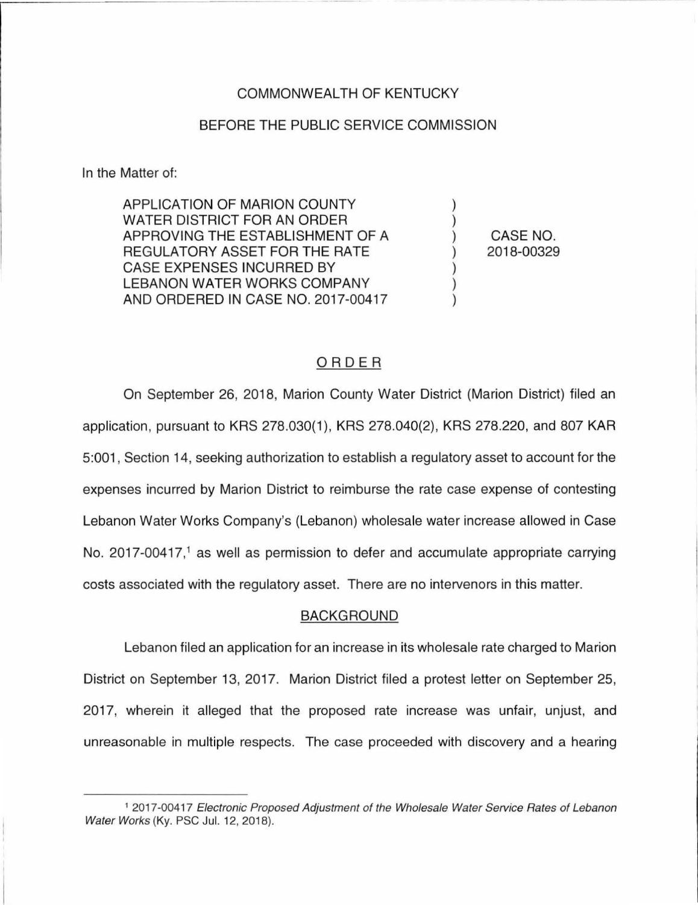COMMONWEALTH OF KENTUCKY

BEFORE THE PUBLIC SERVICE COMMISSION

In the Matter of:

| | | |
|---|---|---|
| APPLICATION OF MARION COUNTY WATER DISTRICT FOR AN ORDER APPROVING THE ESTABLISHMENT OF A REGULATORY ASSET FOR THE RATE CASE EXPENSES INCURRED BY LEBANON WATER WORKS COMPANY AND ORDERED IN CASE NO. 2017-00417 | ) | CASE NO. 2018-00329 |

## ORDER

On September 26, 2018, Marion County Water District (Marion District) filed an application, pursuant to KRS 278.030(1), KRS 278.040(2), KRS 278.220, and 807 KAR 5:001, Section 14, seeking authorization to establish a regulatory asset to account for the expenses incurred by Marion District to reimburse the rate case expense of contesting Lebanon Water Works Company's (Lebanon) wholesale water increase allowed in Case No. 2017-00417,[1] as well as permission to defer and accumulate appropriate carrying costs associated with the regulatory asset. There are no intervenors in this matter.

### BACKGROUND

Lebanon filed an application for an increase in its wholesale rate charged to Marion District on September 13, 2017. Marion District filed a protest letter on September 25, 2017, wherein it alleged that the proposed rate increase was unfair, unjust, and unreasonable in multiple respects. The case proceeded with discovery and a hearing

---

[1] 2017-00417 *Electronic Proposed Adjustment of the Wholesale Water Service Rates of Lebanon Water Works* (Ky. PSC Jul. 12, 2018).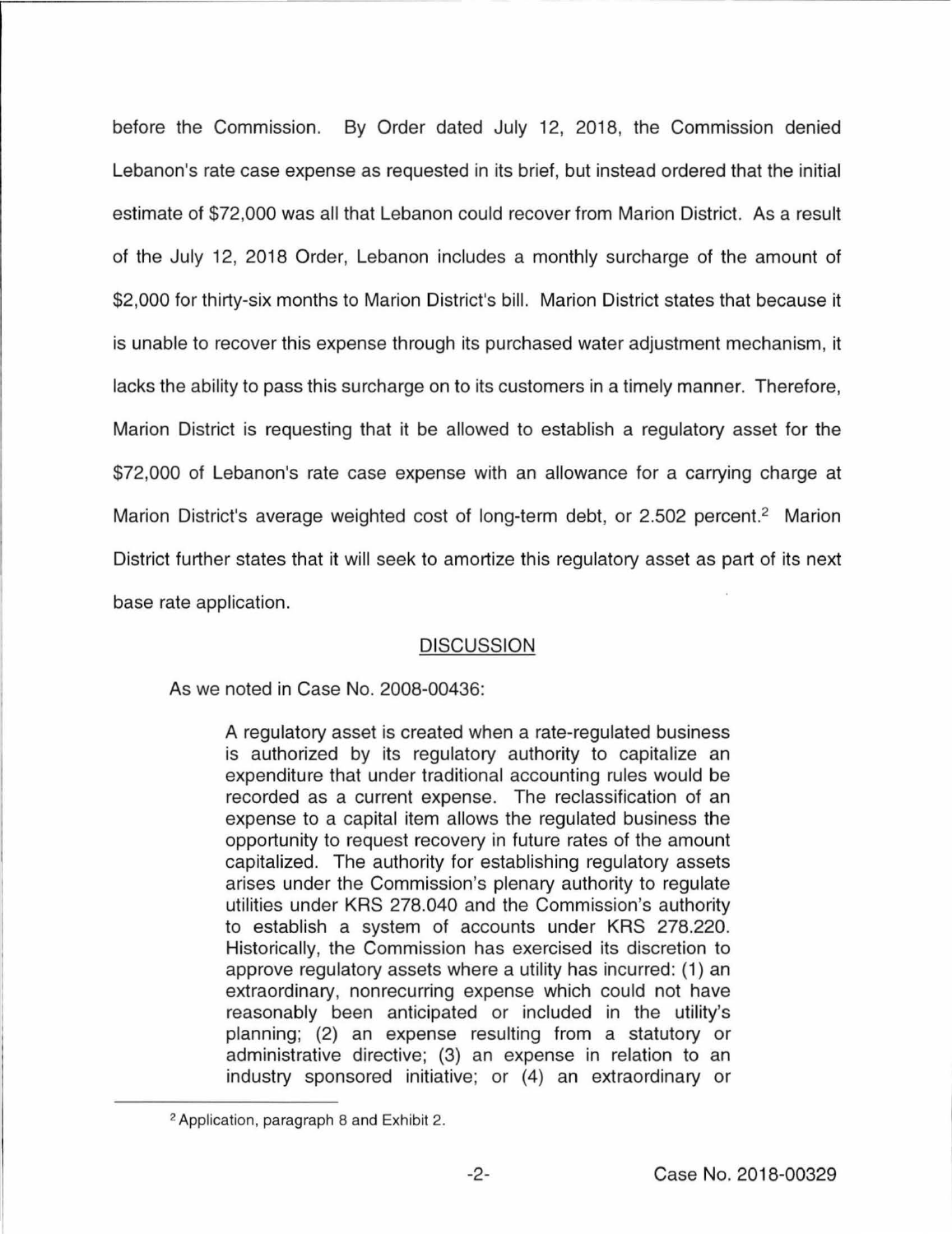before the Commission. By Order dated July 12, 2018, the Commission denied Lebanon's rate case expense as requested in its brief, but instead ordered that the initial estimate of $72,000 was all that Lebanon could recover from Marion District. As a result of the July 12, 2018 Order, Lebanon includes a monthly surcharge of the amount of $2,000 for thirty-six months to Marion District's bill. Marion District states that because it is unable to recover this expense through its purchased water adjustment mechanism, it lacks the ability to pass this surcharge on to its customers in a timely manner. Therefore, Marion District is requesting that it be allowed to establish a regulatory asset for the $72,000 of Lebanon's rate case expense with an allowance for a carrying charge at Marion District's average weighted cost of long-term debt, or 2.502 percent.[2] Marion District further states that it will seek to amortize this regulatory asset as part of its next base rate application.

## DISCUSSION

As we noted in Case No. 2008-00436:

> A regulatory asset is created when a rate-regulated business is authorized by its regulatory authority to capitalize an expenditure that under traditional accounting rules would be recorded as a current expense. The reclassification of an expense to a capital item allows the regulated business the opportunity to request recovery in future rates of the amount capitalized. The authority for establishing regulatory assets arises under the Commission's plenary authority to regulate utilities under KRS 278.040 and the Commission's authority to establish a system of accounts under KRS 278.220. Historically, the Commission has exercised its discretion to approve regulatory assets where a utility has incurred: (1) an extraordinary, nonrecurring expense which could not have reasonably been anticipated or included in the utility's planning; (2) an expense resulting from a statutory or administrative directive; (3) an expense in relation to an industry sponsored initiative; or (4) an extraordinary or

[2] Application, paragraph 8 and Exhibit 2.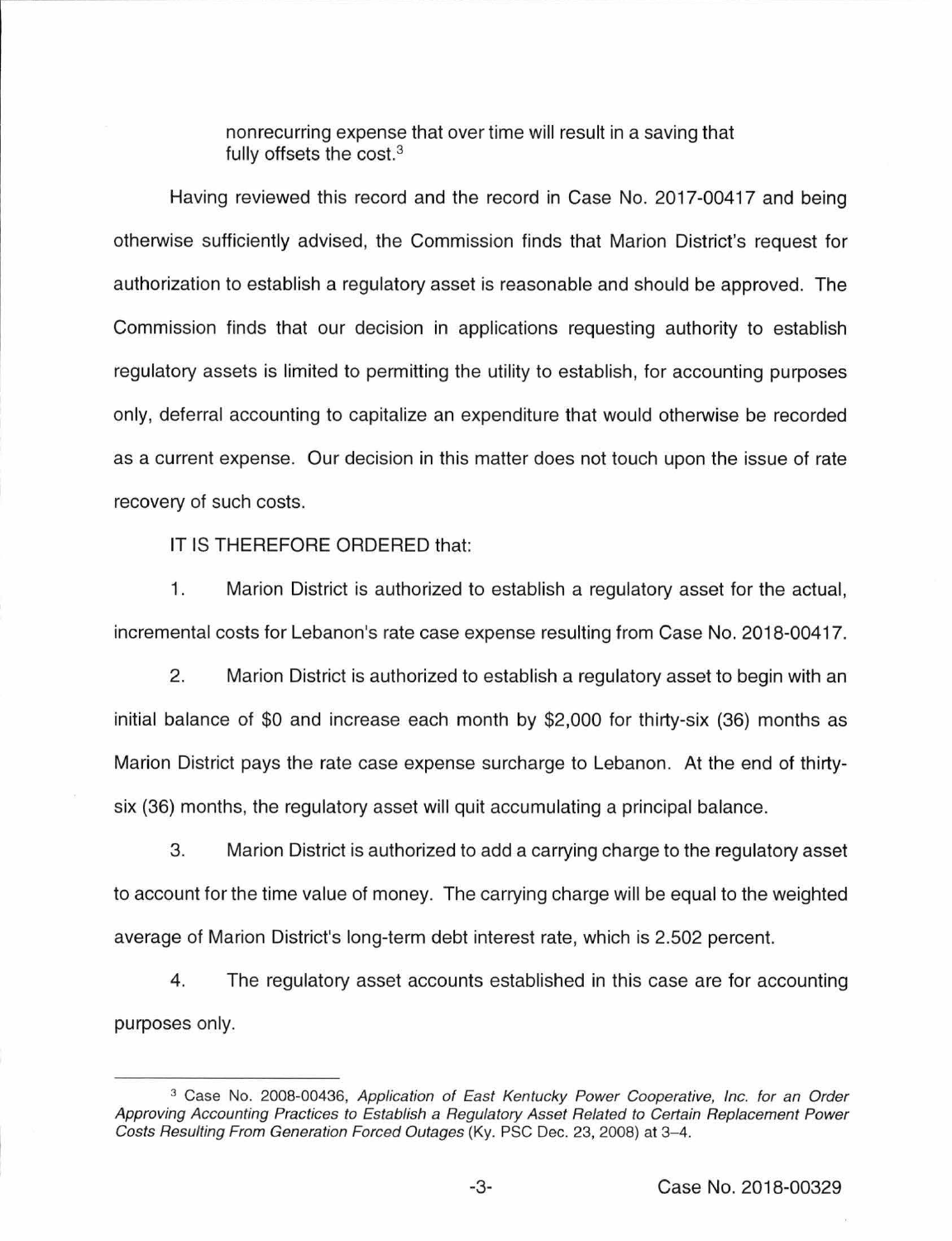nonrecurring expense that over time will result in a saving that fully offsets the cost.[3]

Having reviewed this record and the record in Case No. 2017-00417 and being otherwise sufficiently advised, the Commission finds that Marion District's request for authorization to establish a regulatory asset is reasonable and should be approved. The Commission finds that our decision in applications requesting authority to establish regulatory assets is limited to permitting the utility to establish, for accounting purposes only, deferral accounting to capitalize an expenditure that would otherwise be recorded as a current expense. Our decision in this matter does not touch upon the issue of rate recovery of such costs.

IT IS THEREFORE ORDERED that:

1. Marion District is authorized to establish a regulatory asset for the actual, incremental costs for Lebanon's rate case expense resulting from Case No. 2018-00417.

2. Marion District is authorized to establish a regulatory asset to begin with an initial balance of $0 and increase each month by $2,000 for thirty-six (36) months as Marion District pays the rate case expense surcharge to Lebanon. At the end of thirty-six (36) months, the regulatory asset will quit accumulating a principal balance.

3. Marion District is authorized to add a carrying charge to the regulatory asset to account for the time value of money. The carrying charge will be equal to the weighted average of Marion District's long-term debt interest rate, which is 2.502 percent.

4. The regulatory asset accounts established in this case are for accounting purposes only.

---

[3] Case No. 2008-00436, *Application of East Kentucky Power Cooperative, Inc. for an Order Approving Accounting Practices to Establish a Regulatory Asset Related to Certain Replacement Power Costs Resulting From Generation Forced Outages* (Ky. PSC Dec. 23, 2008) at 3–4.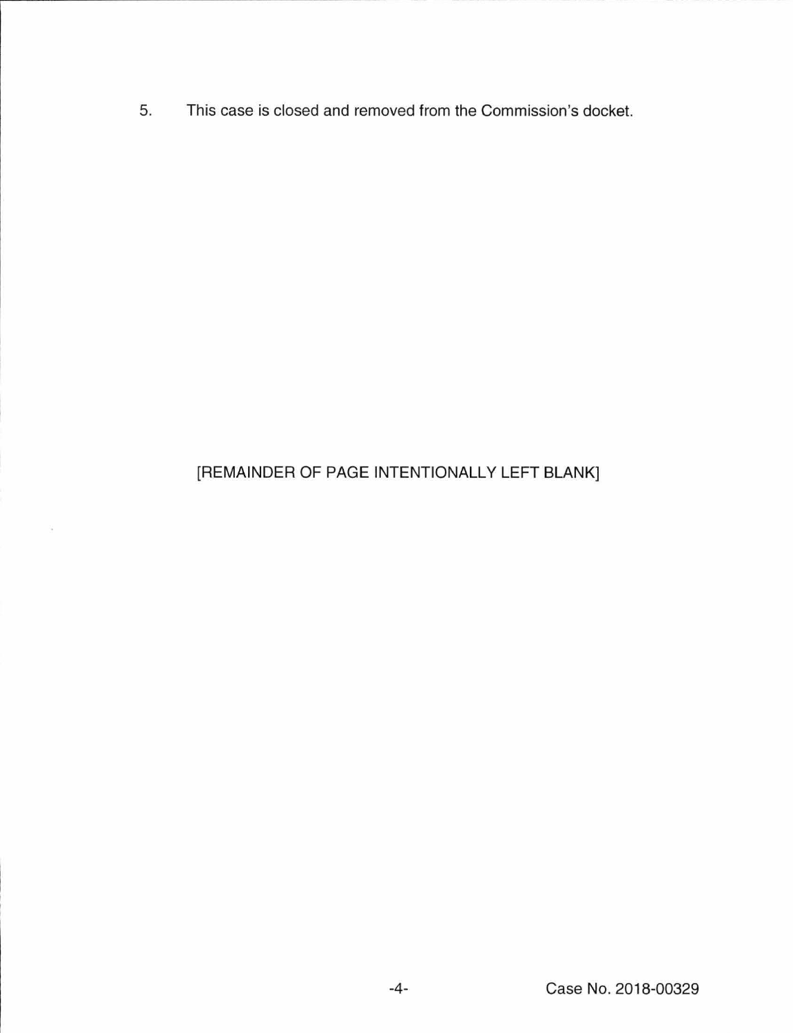5. This case is closed and removed from the Commission's docket.

[REMAINDER OF PAGE INTENTIONALLY LEFT BLANK]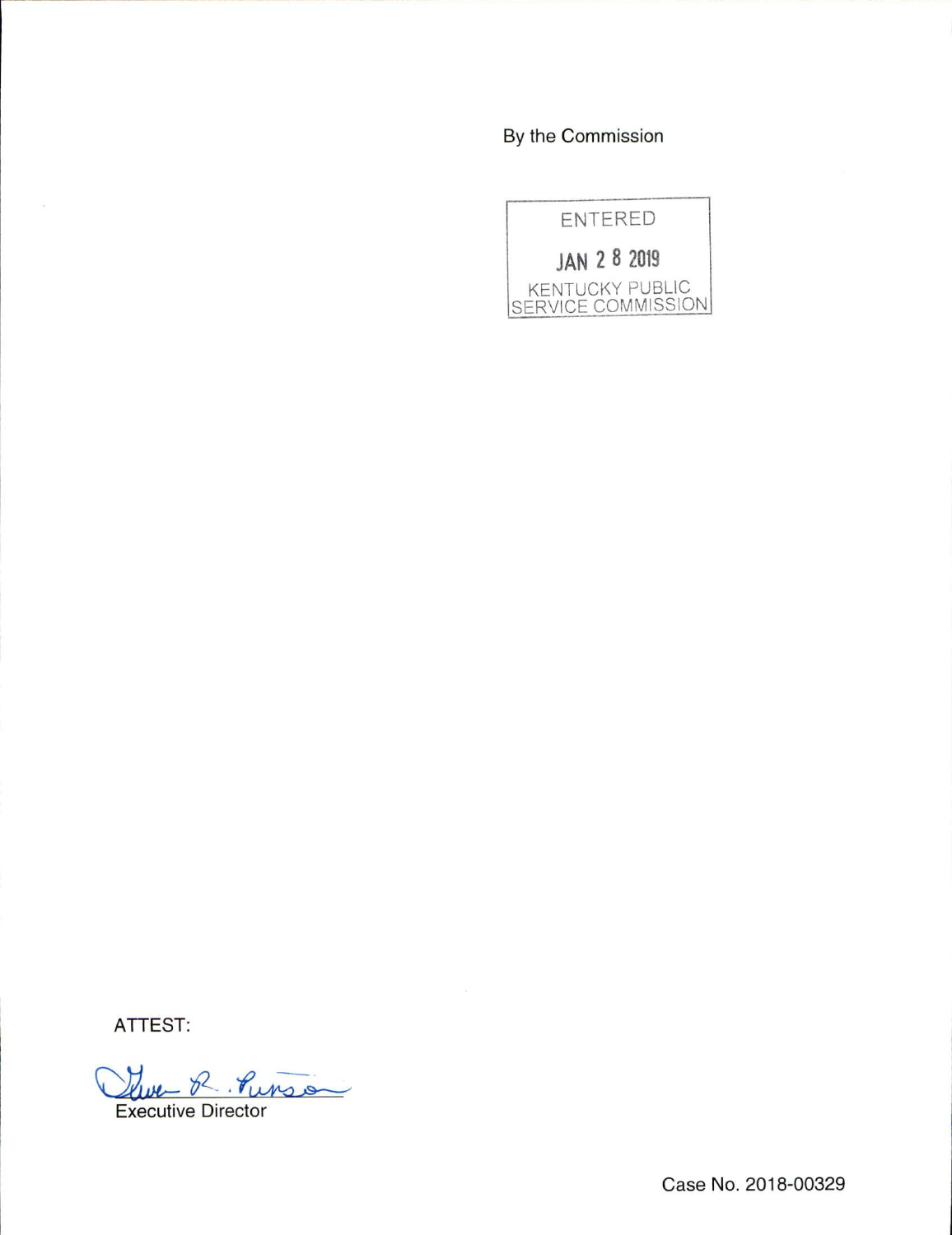By the Commission

ENTERED

JAN 2 8 2019

KENTUCKY PUBLIC SERVICE COMMISSION

ATTEST:

Executive Director

Case No. 2018-00329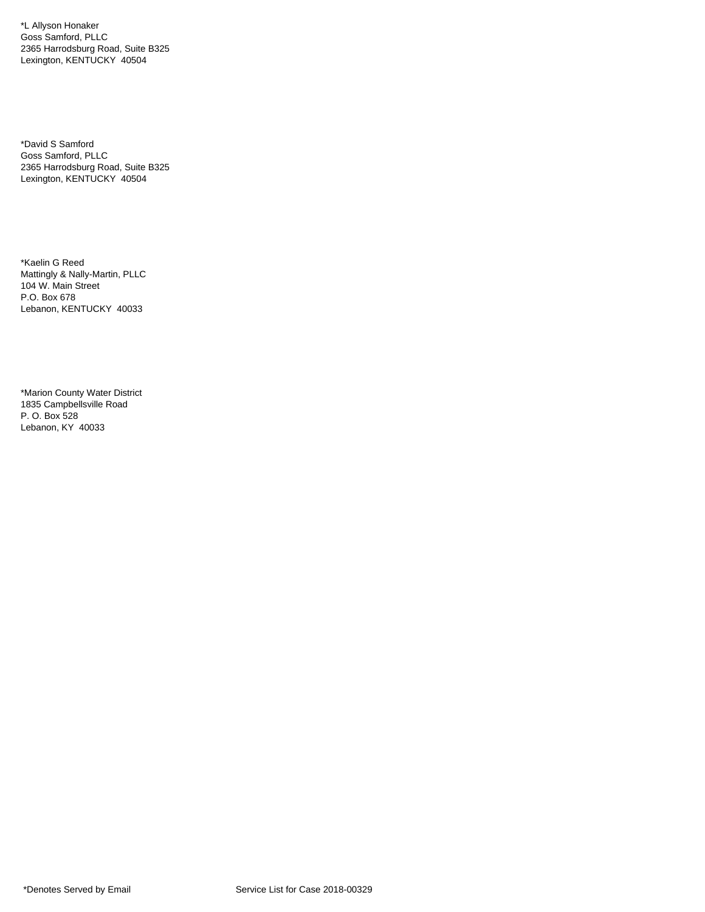*L Allyson Honaker
Goss Samford, PLLC
2365 Harrodsburg Road, Suite B325
Lexington, KENTUCKY  40504

*David S Samford
Goss Samford, PLLC
2365 Harrodsburg Road, Suite B325
Lexington, KENTUCKY  40504

*Kaelin G Reed
Mattingly & Nally-Martin, PLLC
104 W. Main Street
P.O. Box 678
Lebanon, KENTUCKY  40033

*Marion County Water District
1835 Campbellsville Road
P. O. Box 528
Lebanon, KY  40033

*Denotes Served by Email

Service List for Case 2018-00329